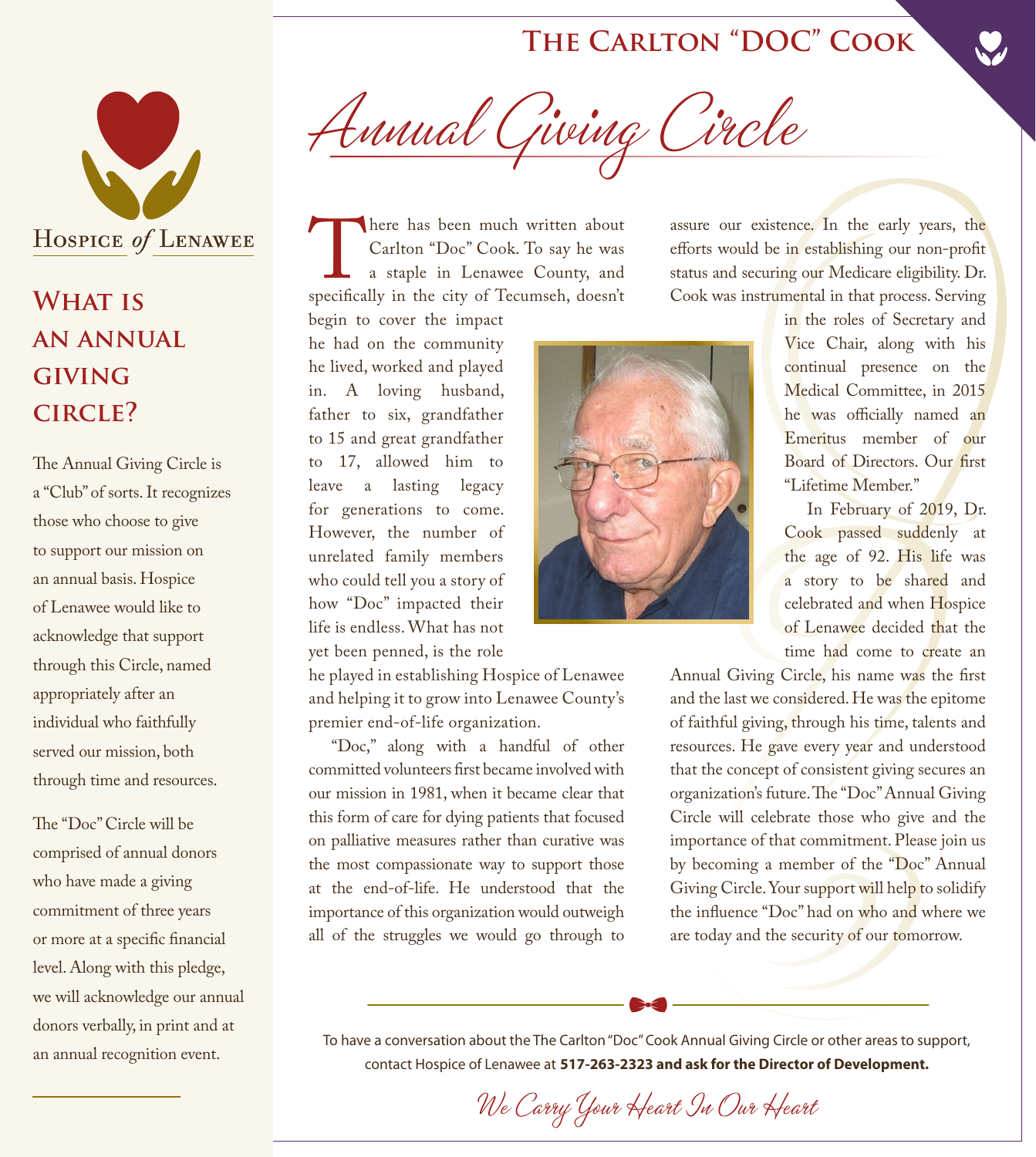Hospice *of* Lenawee

## What is an annual giving circle?

The Annual Giving Circle is a "Club" of sorts. It recognizes those who choose to give to support our mission on an annual basis. Hospice of Lenawee would like to acknowledge that support through this Circle, named appropriately after an individual who faithfully served our mission, both through time and resources.

The "Doc" Circle will be comprised of annual donors who have made a giving commitment of three years or more at a specific financial level. Along with this pledge, we will acknowledge our annual donors verbally, in print and at an annual recognition event.

# The Carlton "DOC" Cook

# *Annual Giving Circle*

There has been much written about Carlton "Doc" Cook. To say he was a staple in Lenawee County, and specifically in the city of Tecumseh, doesn't begin to cover the impact he had on the community he lived, worked and played in. A loving husband, father to six, grandfather to 15 and great grandfather to 17, allowed him to leave a lasting legacy for generations to come. However, the number of unrelated family members who could tell you a story of how "Doc" impacted their life is endless. What has not yet been penned, is the role he played in establishing Hospice of Lenawee and helping it to grow into Lenawee County's premier end-of-life organization.

"Doc," along with a handful of other committed volunteers first became involved with our mission in 1981, when it became clear that this form of care for dying patients that focused on palliative measures rather than curative was the most compassionate way to support those at the end-of-life. He understood that the importance of this organization would outweigh all of the struggles we would go through to assure our existence. In the early years, the efforts would be in establishing our non-profit status and securing our Medicare eligibility. Dr. Cook was instrumental in that process. Serving in the roles of Secretary and Vice Chair, along with his continual presence on the Medical Committee, in 2015 he was officially named an Emeritus member of our Board of Directors. Our first "Lifetime Member."

In February of 2019, Dr. Cook passed suddenly at the age of 92. His life was a story to be shared and celebrated and when Hospice of Lenawee decided that the time had come to create an Annual Giving Circle, his name was the first and the last we considered. He was the epitome of faithful giving, through his time, talents and resources. He gave every year and understood that the concept of consistent giving secures an organization's future. The "Doc" Annual Giving Circle will celebrate those who give and the importance of that commitment. Please join us by becoming a member of the "Doc" Annual Giving Circle. Your support will help to solidify the influence "Doc" had on who and where we are today and the security of our tomorrow.

To have a conversation about the The Carlton "Doc" Cook Annual Giving Circle or other areas to support, contact Hospice of Lenawee at **517-263-2323 and ask for the Director of Development.**

*We Carry Your Heart In Our Heart*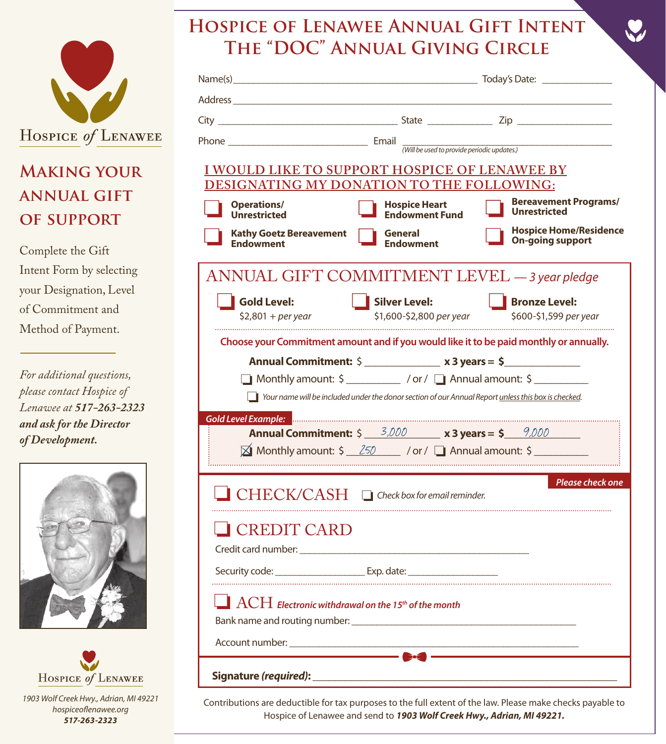Hospice of Lenawee

## Making your annual gift of support

Complete the Gift Intent Form by selecting your Designation, Level of Commitment and Method of Payment.

*For additional questions, please contact Hospice of Lenawee at **517-263-2323 and ask for the Director of Development.***

Hospice of Lenawee

*1903 Wolf Creek Hwy., Adrian, MI 49221*
*hospiceoflenawee.org*
***517-263-2323***

# Hospice of Lenawee Annual Gift Intent
# The "DOC" Annual Giving Circle

Name(s) ______________________ Today's Date: ____________

Address ______________________

City ______________ State __________ Zip ____________

Phone ______________ Email ______________
*(Will be used to provide periodic updates.)*

## I WOULD LIKE TO SUPPORT HOSPICE OF LENAWEE BY DESIGNATING MY DONATION TO THE FOLLOWING:

- ☐ **Operations/ Unrestricted**
- ☐ **Hospice Heart Endowment Fund**
- ☐ **Bereavement Programs/ Unrestricted**
- ☐ **Kathy Goetz Bereavement Endowment**
- ☐ **General Endowment**
- ☐ **Hospice Home/Residence On-going support**

## ANNUAL GIFT COMMITMENT LEVEL — *3 year pledge*

- ☐ **Gold Level:** $2,801 + *per year*
- ☐ **Silver Level:** $1,600-$2,800 *per year*
- ☐ **Bronze Level:** $600-$1,599 *per year*

**Choose your Commitment amount and if you would like it to be paid monthly or annually.**

**Annual Commitment:** $ __________ **x 3 years = $**__________

☐ Monthly amount: $ ________ / or / ☐ Annual amount: $ ________

☐ *Your name will be included under the donor section of our Annual Report unless this box is checked.*

***Gold Level Example:***

**Annual Commitment:** $ 3,000 **x 3 years = $** 9,000

☒ Monthly amount: $ 250 / or / ☐ Annual amount: $ ________

***Please check one***

☐ CHECK/CASH ☐ *Check box for email reminder.*

☐ CREDIT CARD

Credit card number: ______________________

Security code: __________ Exp. date: __________

☐ ACH ***Electronic withdrawal on the 15th of the month***

Bank name and routing number: ______________________

Account number: ______________________

**Signature *(required)*:** ______________________

Contributions are deductible for tax purposes to the full extent of the law. Please make checks payable to Hospice of Lenawee and send to ***1903 Wolf Creek Hwy., Adrian, MI 49221.***